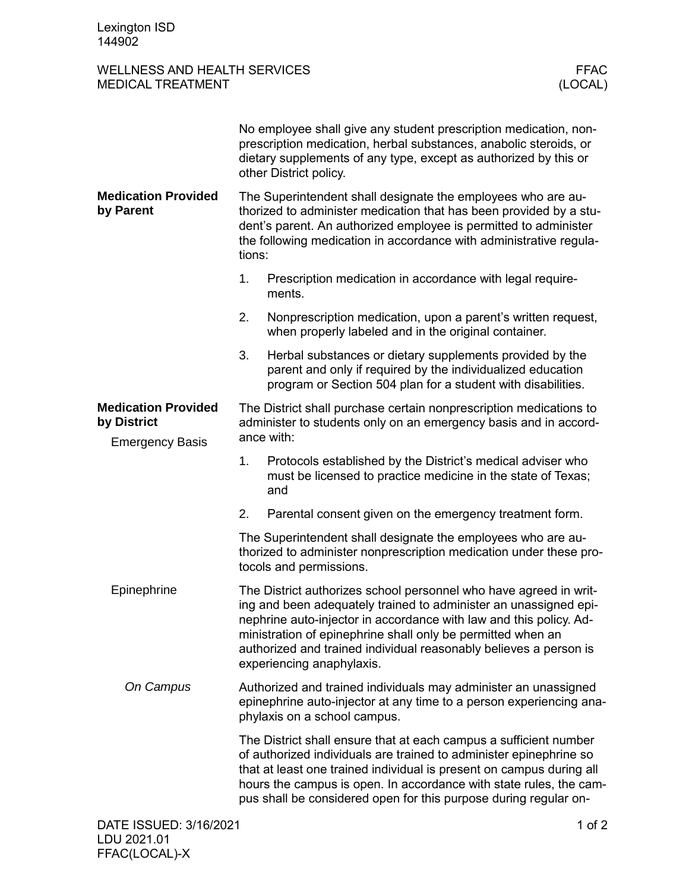Lexington ISD
144902

# WELLNESS AND HEALTH SERVICES
# MEDICAL TREATMENT

FFAC (LOCAL)

No employee shall give any student prescription medication, nonprescription medication, herbal substances, anabolic steroids, or dietary supplements of any type, except as authorized by this or other District policy.

## Medication Provided by Parent

The Superintendent shall designate the employees who are authorized to administer medication that has been provided by a student's parent. An authorized employee is permitted to administer the following medication in accordance with administrative regulations:

1. Prescription medication in accordance with legal requirements.
2. Nonprescription medication, upon a parent's written request, when properly labeled and in the original container.
3. Herbal substances or dietary supplements provided by the parent and only if required by the individualized education program or Section 504 plan for a student with disabilities.

## Medication Provided by District

### Emergency Basis

The District shall purchase certain nonprescription medications to administer to students only on an emergency basis and in accordance with:

1. Protocols established by the District's medical adviser who must be licensed to practice medicine in the state of Texas; and
2. Parental consent given on the emergency treatment form.

The Superintendent shall designate the employees who are authorized to administer nonprescription medication under these protocols and permissions.

### Epinephrine

The District authorizes school personnel who have agreed in writing and been adequately trained to administer an unassigned epinephrine auto-injector in accordance with law and this policy. Administration of epinephrine shall only be permitted when an authorized and trained individual reasonably believes a person is experiencing anaphylaxis.

#### *On Campus*

Authorized and trained individuals may administer an unassigned epinephrine auto-injector at any time to a person experiencing anaphylaxis on a school campus.

The District shall ensure that at each campus a sufficient number of authorized individuals are trained to administer epinephrine so that at least one trained individual is present on campus during all hours the campus is open. In accordance with state rules, the campus shall be considered open for this purpose during regular on-

DATE ISSUED: 3/16/2021
LDU 2021.01
FFAC(LOCAL)-X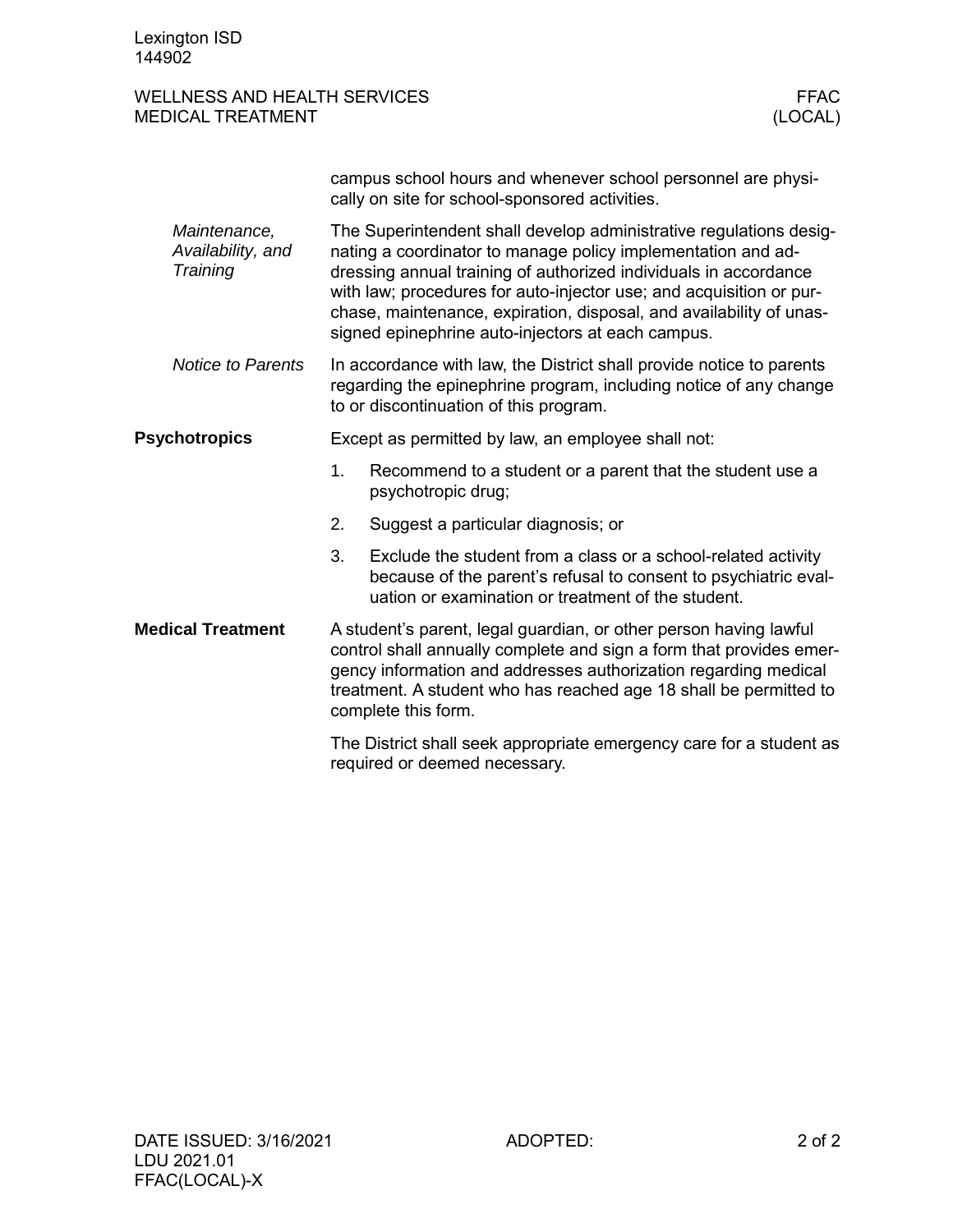campus school hours and whenever school personnel are physically on site for school-sponsored activities.

*Maintenance, Availability, and Training*

The Superintendent shall develop administrative regulations designating a coordinator to manage policy implementation and addressing annual training of authorized individuals in accordance with law; procedures for auto-injector use; and acquisition or purchase, maintenance, expiration, disposal, and availability of unassigned epinephrine auto-injectors at each campus.

*Notice to Parents*

In accordance with law, the District shall provide notice to parents regarding the epinephrine program, including notice of any change to or discontinuation of this program.

## Psychotropics

Except as permitted by law, an employee shall not:

1. Recommend to a student or a parent that the student use a psychotropic drug;
2. Suggest a particular diagnosis; or
3. Exclude the student from a class or a school-related activity because of the parent's refusal to consent to psychiatric evaluation or examination or treatment of the student.

## Medical Treatment

A student's parent, legal guardian, or other person having lawful control shall annually complete and sign a form that provides emergency information and addresses authorization regarding medical treatment. A student who has reached age 18 shall be permitted to complete this form.

The District shall seek appropriate emergency care for a student as required or deemed necessary.